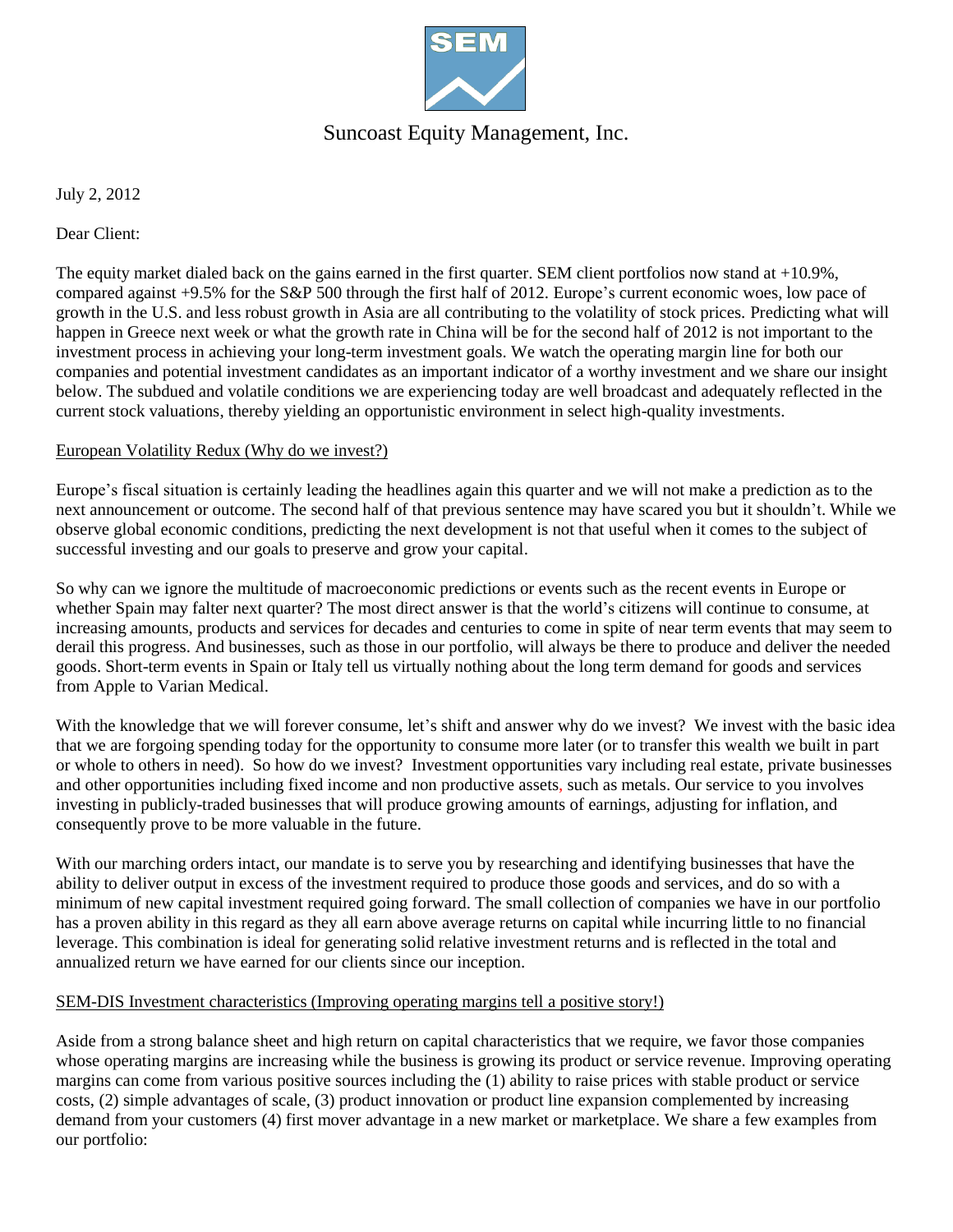# Suncoast Equity Management, Inc.

July 2, 2012

Dear Client:

The equity market dialed back on the gains earned in the first quarter. SEM client portfolios now stand at +10.9%, compared against +9.5% for the S&P 500 through the first half of 2012. Europe's current economic woes, low pace of growth in the U.S. and less robust growth in Asia are all contributing to the volatility of stock prices. Predicting what will happen in Greece next week or what the growth rate in China will be for the second half of 2012 is not important to the investment process in achieving your long-term investment goals. We watch the operating margin line for both our companies and potential investment candidates as an important indicator of a worthy investment and we share our insight below. The subdued and volatile conditions we are experiencing today are well broadcast and adequately reflected in the current stock valuations, thereby yielding an opportunistic environment in select high-quality investments.

European Volatility Redux (Why do we invest?)

Europe's fiscal situation is certainly leading the headlines again this quarter and we will not make a prediction as to the next announcement or outcome. The second half of that previous sentence may have scared you but it shouldn't. While we observe global economic conditions, predicting the next development is not that useful when it comes to the subject of successful investing and our goals to preserve and grow your capital.

So why can we ignore the multitude of macroeconomic predictions or events such as the recent events in Europe or whether Spain may falter next quarter? The most direct answer is that the world's citizens will continue to consume, at increasing amounts, products and services for decades and centuries to come in spite of near term events that may seem to derail this progress. And businesses, such as those in our portfolio, will always be there to produce and deliver the needed goods. Short-term events in Spain or Italy tell us virtually nothing about the long term demand for goods and services from Apple to Varian Medical.

With the knowledge that we will forever consume, let's shift and answer why do we invest? We invest with the basic idea that we are forgoing spending today for the opportunity to consume more later (or to transfer this wealth we built in part or whole to others in need). So how do we invest? Investment opportunities vary including real estate, private businesses and other opportunities including fixed income and non productive assets, such as metals. Our service to you involves investing in publicly-traded businesses that will produce growing amounts of earnings, adjusting for inflation, and consequently prove to be more valuable in the future.

With our marching orders intact, our mandate is to serve you by researching and identifying businesses that have the ability to deliver output in excess of the investment required to produce those goods and services, and do so with a minimum of new capital investment required going forward. The small collection of companies we have in our portfolio has a proven ability in this regard as they all earn above average returns on capital while incurring little to no financial leverage. This combination is ideal for generating solid relative investment returns and is reflected in the total and annualized return we have earned for our clients since our inception.

SEM-DIS Investment characteristics (Improving operating margins tell a positive story!)

Aside from a strong balance sheet and high return on capital characteristics that we require, we favor those companies whose operating margins are increasing while the business is growing its product or service revenue. Improving operating margins can come from various positive sources including the (1) ability to raise prices with stable product or service costs, (2) simple advantages of scale, (3) product innovation or product line expansion complemented by increasing demand from your customers (4) first mover advantage in a new market or marketplace. We share a few examples from our portfolio: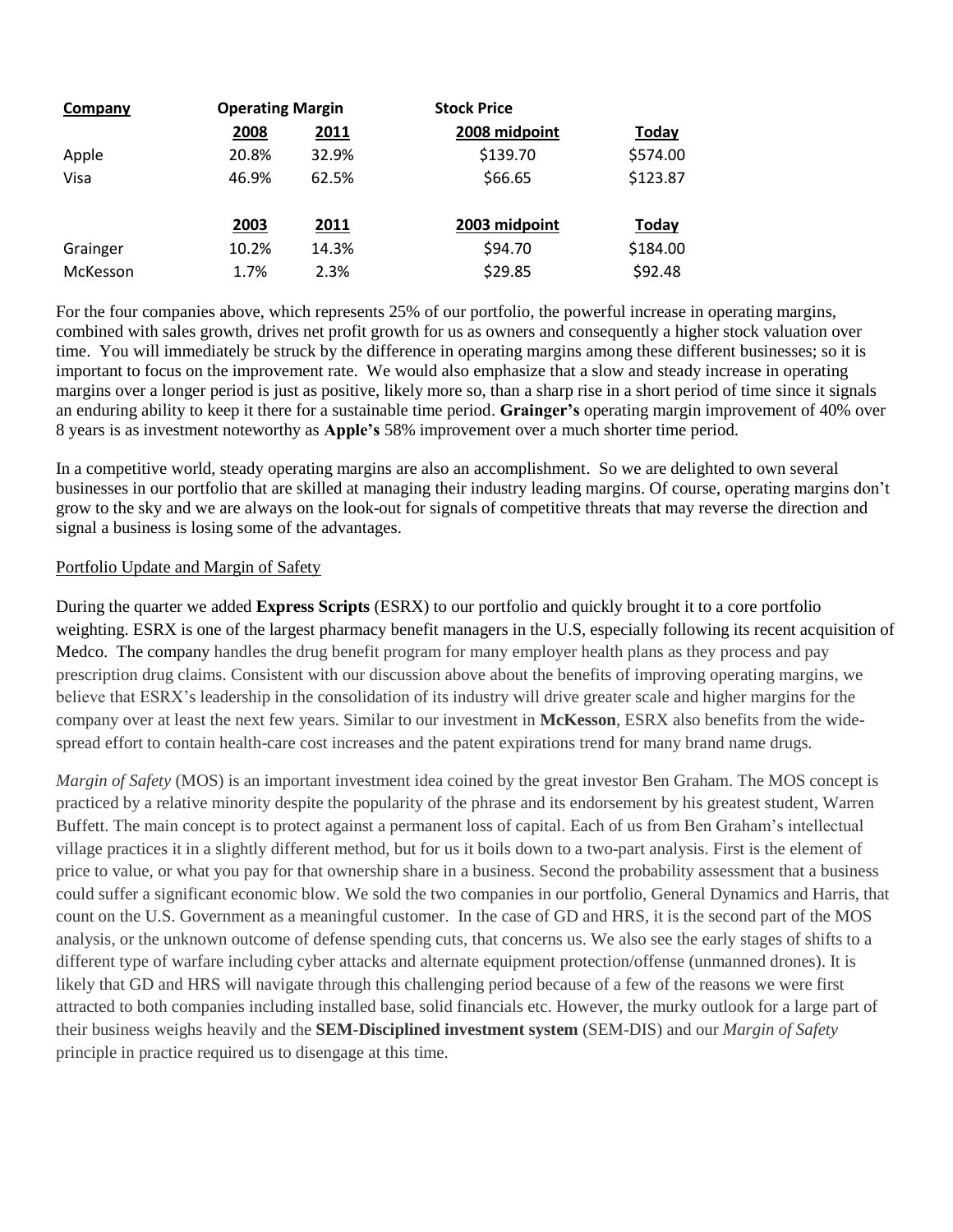| Company | Operating Margin | | Stock Price | |
|---|---|---|---|---|
| | 2008 | 2011 | 2008 midpoint | Today |
| Apple | 20.8% | 32.9% | $139.70 | $574.00 |
| Visa | 46.9% | 62.5% | $66.65 | $123.87 |
| | 2003 | 2011 | 2003 midpoint | Today |
| Grainger | 10.2% | 14.3% | $94.70 | $184.00 |
| McKesson | 1.7% | 2.3% | $29.85 | $92.48 |

For the four companies above, which represents 25% of our portfolio, the powerful increase in operating margins, combined with sales growth, drives net profit growth for us as owners and consequently a higher stock valuation over time. You will immediately be struck by the difference in operating margins among these different businesses; so it is important to focus on the improvement rate. We would also emphasize that a slow and steady increase in operating margins over a longer period is just as positive, likely more so, than a sharp rise in a short period of time since it signals an enduring ability to keep it there for a sustainable time period. **Grainger's** operating margin improvement of 40% over 8 years is as investment noteworthy as **Apple's** 58% improvement over a much shorter time period.

In a competitive world, steady operating margins are also an accomplishment. So we are delighted to own several businesses in our portfolio that are skilled at managing their industry leading margins. Of course, operating margins don't grow to the sky and we are always on the look-out for signals of competitive threats that may reverse the direction and signal a business is losing some of the advantages.

## Portfolio Update and Margin of Safety

During the quarter we added **Express Scripts** (ESRX) to our portfolio and quickly brought it to a core portfolio weighting. ESRX is one of the largest pharmacy benefit managers in the U.S, especially following its recent acquisition of Medco. The company handles the drug benefit program for many employer health plans as they process and pay prescription drug claims. Consistent with our discussion above about the benefits of improving operating margins, we believe that ESRX's leadership in the consolidation of its industry will drive greater scale and higher margins for the company over at least the next few years. Similar to our investment in **McKesson**, ESRX also benefits from the wide-spread effort to contain health-care cost increases and the patent expirations trend for many brand name drugs.

*Margin of Safety* (MOS) is an important investment idea coined by the great investor Ben Graham. The MOS concept is practiced by a relative minority despite the popularity of the phrase and its endorsement by his greatest student, Warren Buffett. The main concept is to protect against a permanent loss of capital. Each of us from Ben Graham's intellectual village practices it in a slightly different method, but for us it boils down to a two-part analysis. First is the element of price to value, or what you pay for that ownership share in a business. Second the probability assessment that a business could suffer a significant economic blow. We sold the two companies in our portfolio, General Dynamics and Harris, that count on the U.S. Government as a meaningful customer. In the case of GD and HRS, it is the second part of the MOS analysis, or the unknown outcome of defense spending cuts, that concerns us. We also see the early stages of shifts to a different type of warfare including cyber attacks and alternate equipment protection/offense (unmanned drones). It is likely that GD and HRS will navigate through this challenging period because of a few of the reasons we were first attracted to both companies including installed base, solid financials etc. However, the murky outlook for a large part of their business weighs heavily and the **SEM-Disciplined investment system** (SEM-DIS) and our *Margin of Safety* principle in practice required us to disengage at this time.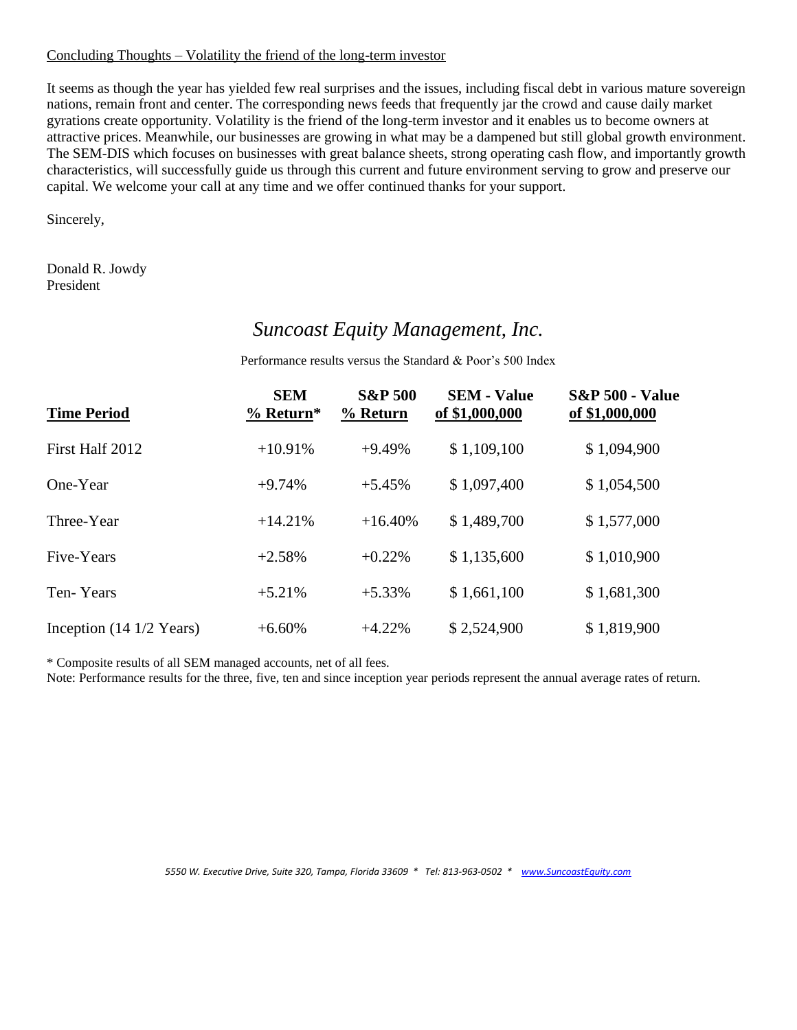Concluding Thoughts – Volatility the friend of the long-term investor

It seems as though the year has yielded few real surprises and the issues, including fiscal debt in various mature sovereign nations, remain front and center. The corresponding news feeds that frequently jar the crowd and cause daily market gyrations create opportunity. Volatility is the friend of the long-term investor and it enables us to become owners at attractive prices. Meanwhile, our businesses are growing in what may be a dampened but still global growth environment. The SEM-DIS which focuses on businesses with great balance sheets, strong operating cash flow, and importantly growth characteristics, will successfully guide us through this current and future environment serving to grow and preserve our capital. We welcome your call at any time and we offer continued thanks for your support.

Sincerely,

Donald R. Jowdy
President

## *Suncoast Equity Management, Inc.*

Performance results versus the Standard & Poor's 500 Index

| **Time Period** | **SEM % Return*** | **S&P 500 % Return** | **SEM - Value of $1,000,000** | **S&P 500 - Value of $1,000,000** |
|---|---|---|---|---|
| First Half 2012 | +10.91% | +9.49% | $ 1,109,100 | $ 1,094,900 |
| One-Year | +9.74% | +5.45% | $ 1,097,400 | $ 1,054,500 |
| Three-Year | +14.21% | +16.40% | $ 1,489,700 | $ 1,577,000 |
| Five-Years | +2.58% | +0.22% | $ 1,135,600 | $ 1,010,900 |
| Ten- Years | +5.21% | +5.33% | $ 1,661,100 | $ 1,681,300 |
| Inception (14 1/2 Years) | +6.60% | +4.22% | $ 2,524,900 | $ 1,819,900 |

* Composite results of all SEM managed accounts, net of all fees.
Note: Performance results for the three, five, ten and since inception year periods represent the annual average rates of return.

*5550 W. Executive Drive, Suite 320, Tampa, Florida 33609 * Tel: 813-963-0502 * www.SuncoastEquity.com*